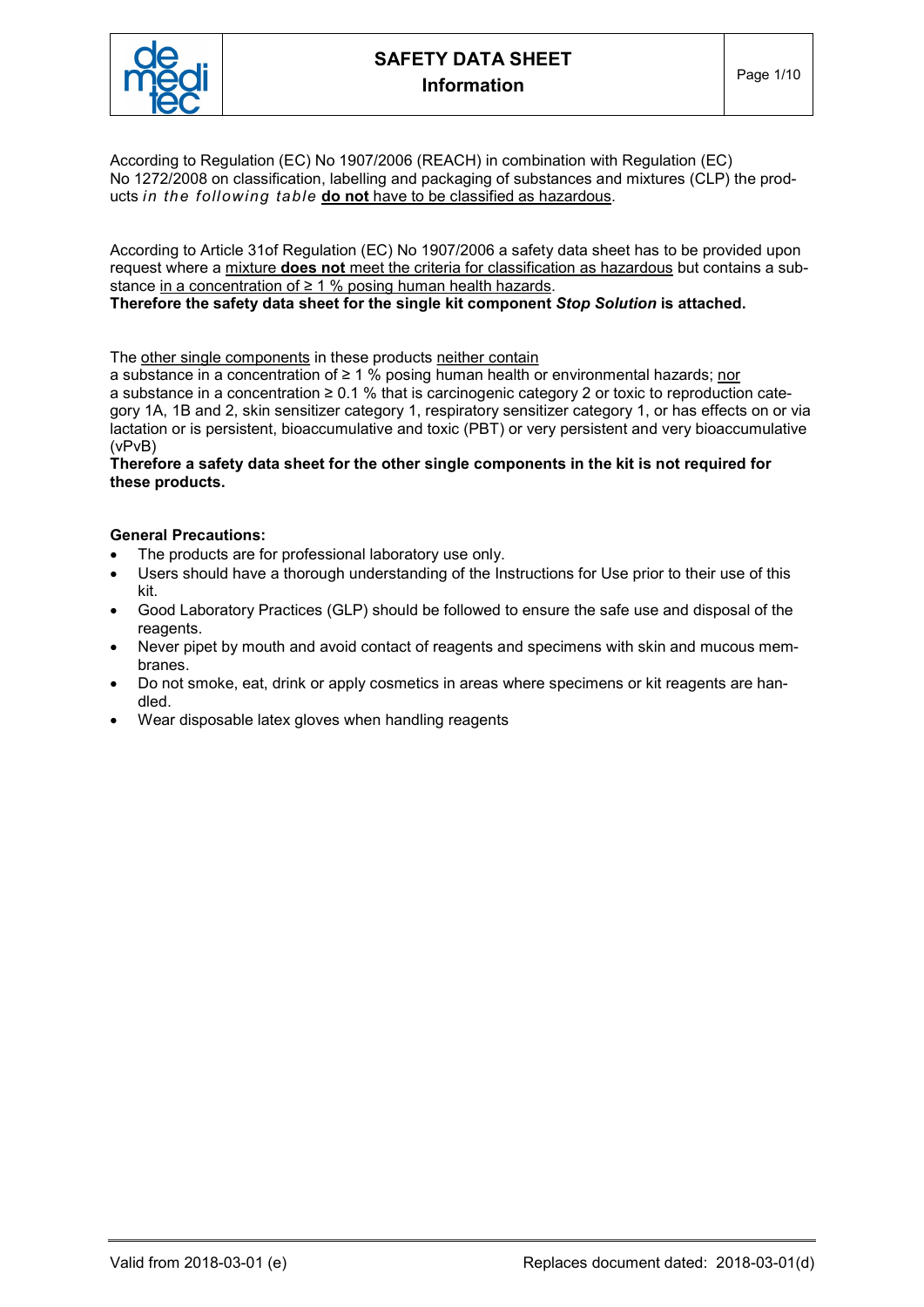# SAFETY DATA SHEET
## Information

According to Regulation (EC) No 1907/2006 (REACH) in combination with Regulation (EC) No 1272/2008 on classification, labelling and packaging of substances and mixtures (CLP) the products *in the following table* **do not** have to be classified as hazardous.

According to Article 31of Regulation (EC) No 1907/2006 a safety data sheet has to be provided upon request where a mixture **does not** meet the criteria for classification as hazardous but contains a substance in a concentration of ≥ 1 % posing human health hazards.
**Therefore the safety data sheet for the single kit component *Stop Solution* is attached.**

The other single components in these products neither contain
a substance in a concentration of ≥ 1 % posing human health or environmental hazards; nor
a substance in a concentration ≥ 0.1 % that is carcinogenic category 2 or toxic to reproduction category 1A, 1B and 2, skin sensitizer category 1, respiratory sensitizer category 1, or has effects on or via lactation or is persistent, bioaccumulative and toxic (PBT) or very persistent and very bioaccumulative (vPvB)
**Therefore a safety data sheet for the other single components in the kit is not required for these products.**

**General Precautions:**

- The products are for professional laboratory use only.
- Users should have a thorough understanding of the Instructions for Use prior to their use of this kit.
- Good Laboratory Practices (GLP) should be followed to ensure the safe use and disposal of the reagents.
- Never pipet by mouth and avoid contact of reagents and specimens with skin and mucous membranes.
- Do not smoke, eat, drink or apply cosmetics in areas where specimens or kit reagents are handled.
- Wear disposable latex gloves when handling reagents

Valid from 2018-03-01 (e) Replaces document dated: 2018-03-01(d)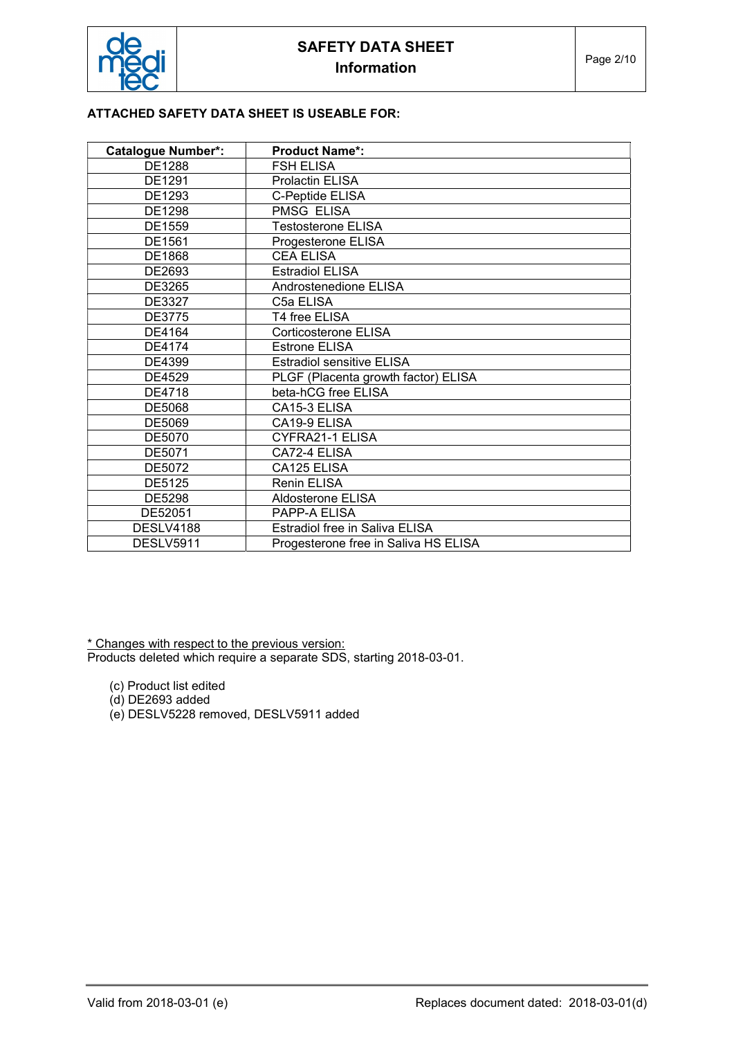**ATTACHED SAFETY DATA SHEET IS USEABLE FOR:**

| Catalogue Number*: | Product Name*: |
|---|---|
| DE1288 | FSH ELISA |
| DE1291 | Prolactin ELISA |
| DE1293 | C-Peptide ELISA |
| DE1298 | PMSG ELISA |
| DE1559 | Testosterone ELISA |
| DE1561 | Progesterone ELISA |
| DE1868 | CEA ELISA |
| DE2693 | Estradiol ELISA |
| DE3265 | Androstenedione ELISA |
| DE3327 | C5a ELISA |
| DE3775 | T4 free ELISA |
| DE4164 | Corticosterone ELISA |
| DE4174 | Estrone ELISA |
| DE4399 | Estradiol sensitive ELISA |
| DE4529 | PLGF (Placenta growth factor) ELISA |
| DE4718 | beta-hCG free ELISA |
| DE5068 | CA15-3 ELISA |
| DE5069 | CA19-9 ELISA |
| DE5070 | CYFRA21-1 ELISA |
| DE5071 | CA72-4 ELISA |
| DE5072 | CA125 ELISA |
| DE5125 | Renin ELISA |
| DE5298 | Aldosterone ELISA |
| DE52051 | PAPP-A ELISA |
| DESLV4188 | Estradiol free in Saliva ELISA |
| DESLV5911 | Progesterone free in Saliva HS ELISA |

\* Changes with respect to the previous version:
Products deleted which require a separate SDS, starting 2018-03-01.

(c) Product list edited
(d) DE2693 added
(e) DESLV5228 removed, DESLV5911 added

Valid from 2018-03-01 (e) Replaces document dated: 2018-03-01(d)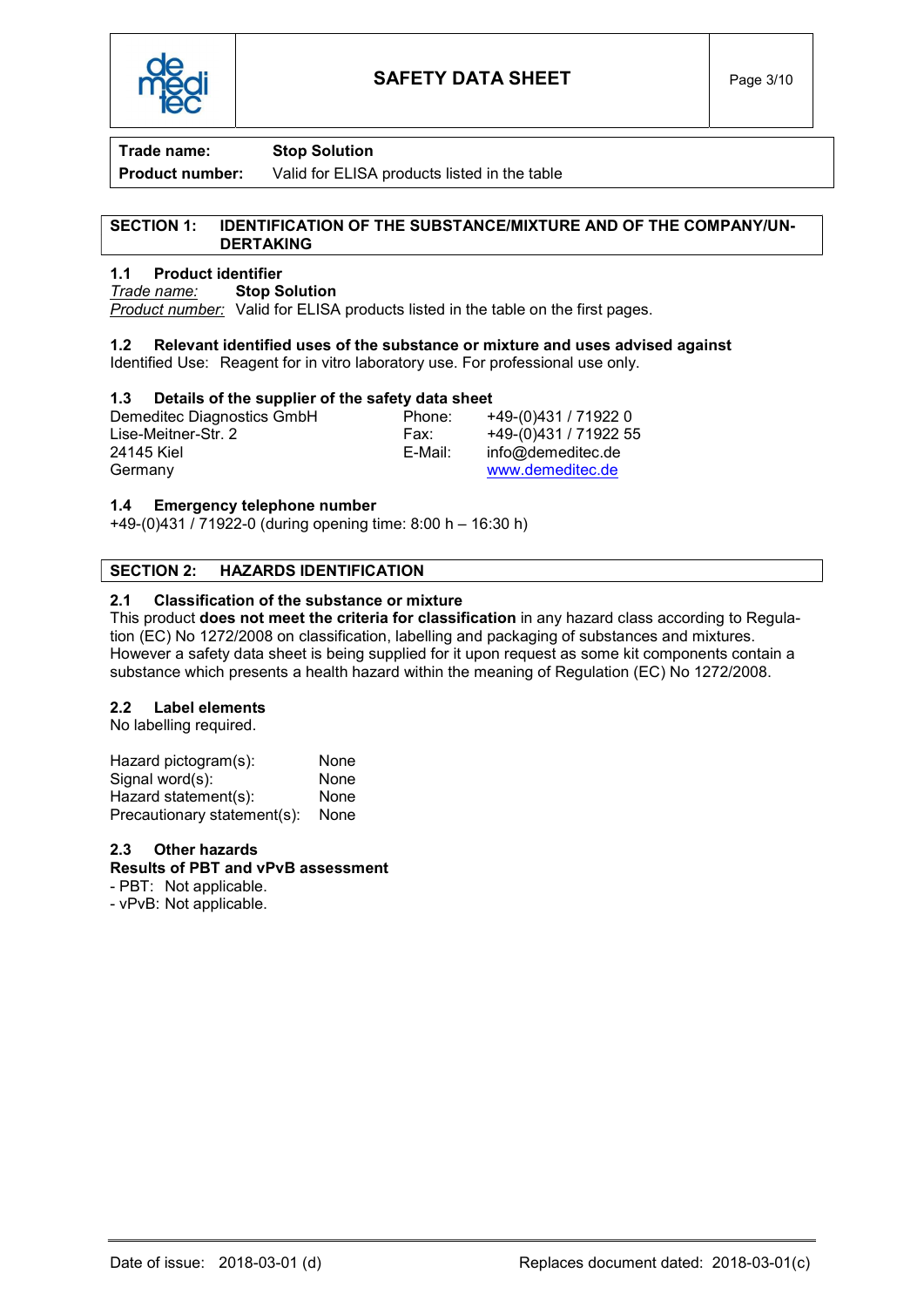| Trade name: | **Stop Solution** |
|---|---|
| **Product number:** | Valid for ELISA products listed in the table |

## SECTION 1: IDENTIFICATION OF THE SUBSTANCE/MIXTURE AND OF THE COMPANY/UNDERTAKING

### 1.1 Product identifier

*Trade name:* **Stop Solution**
*Product number:* Valid for ELISA products listed in the table on the first pages.

### 1.2 Relevant identified uses of the substance or mixture and uses advised against

Identified Use: Reagent for in vitro laboratory use. For professional use only.

### 1.3 Details of the supplier of the safety data sheet

Demeditec Diagnostics GmbH
Lise-Meitner-Str. 2
24145 Kiel
Germany

Phone: +49-(0)431 / 71922 0
Fax: +49-(0)431 / 71922 55
E-Mail: info@demeditec.de
www.demeditec.de

### 1.4 Emergency telephone number

+49-(0)431 / 71922-0 (during opening time: 8:00 h – 16:30 h)

## SECTION 2: HAZARDS IDENTIFICATION

### 2.1 Classification of the substance or mixture

This product **does not meet the criteria for classification** in any hazard class according to Regulation (EC) No 1272/2008 on classification, labelling and packaging of substances and mixtures. However a safety data sheet is being supplied for it upon request as some kit components contain a substance which presents a health hazard within the meaning of Regulation (EC) No 1272/2008.

### 2.2 Label elements

No labelling required.

Hazard pictogram(s): None
Signal word(s): None
Hazard statement(s): None
Precautionary statement(s): None

### 2.3 Other hazards

**Results of PBT and vPvB assessment**

- PBT: Not applicable.
- vPvB: Not applicable.

Date of issue: 2018-03-01 (d) Replaces document dated: 2018-03-01(c)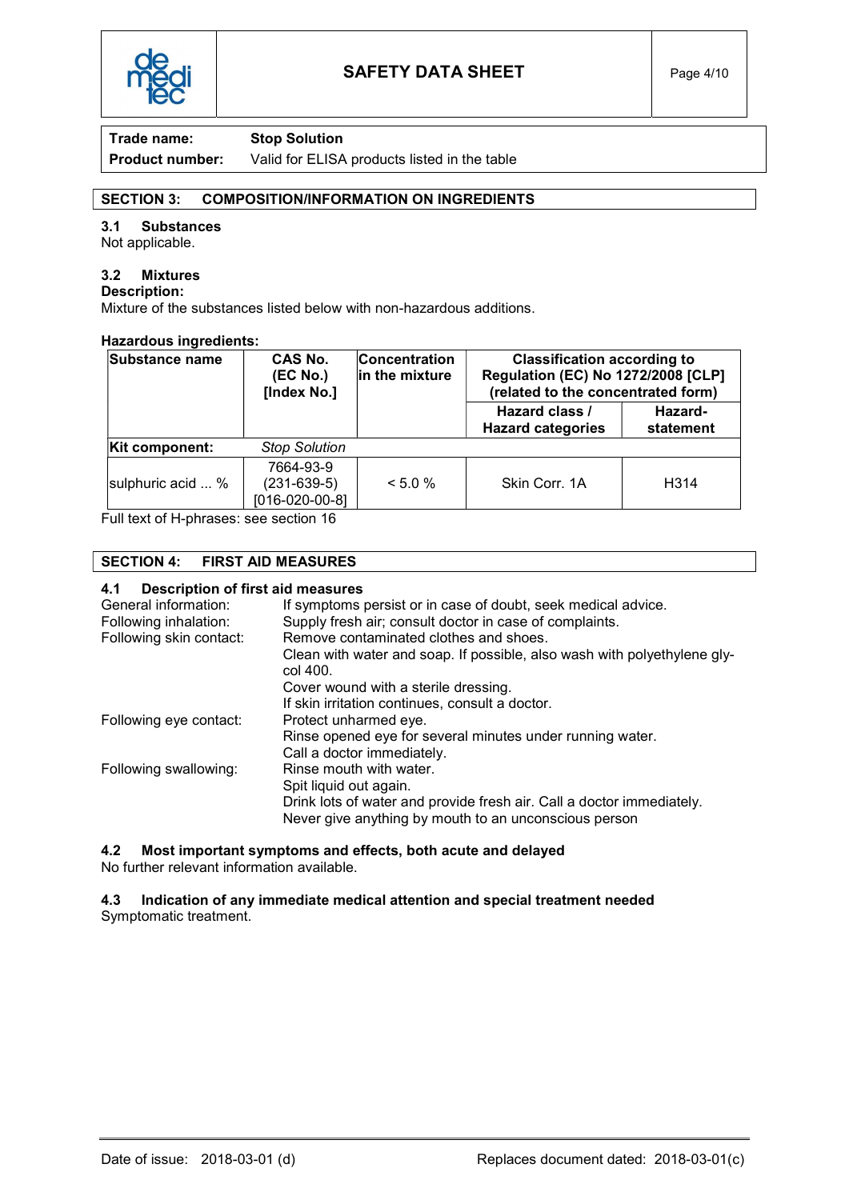| | |
|---|---|
| **Trade name:** | **Stop Solution** |
| **Product number:** | Valid for ELISA products listed in the table |

## SECTION 3: COMPOSITION/INFORMATION ON INGREDIENTS

### 3.1 Substances

Not applicable.

### 3.2 Mixtures

**Description:**

Mixture of the substances listed below with non-hazardous additions.

**Hazardous ingredients:**

| Substance name | CAS No. (EC No.) [Index No.] | Concentration in the mixture | Classification according to Regulation (EC) No 1272/2008 [CLP] (related to the concentrated form) | |
|---|---|---|---|---|
| | | | **Hazard class / Hazard categories** | **Hazard-statement** |
| **Kit component:** | *Stop Solution* | | | |
| sulphuric acid ... % | 7664-93-9 (231-639-5) [016-020-00-8] | < 5.0 % | Skin Corr. 1A | H314 |

Full text of H-phrases: see section 16

## SECTION 4: FIRST AID MEASURES

### 4.1 Description of first aid measures

| | |
|---|---|
| General information: | If symptoms persist or in case of doubt, seek medical advice. |
| Following inhalation: | Supply fresh air; consult doctor in case of complaints. |
| Following skin contact: | Remove contaminated clothes and shoes.<br>Clean with water and soap. If possible, also wash with polyethylene glycol 400.<br>Cover wound with a sterile dressing.<br>If skin irritation continues, consult a doctor. |
| Following eye contact: | Protect unharmed eye.<br>Rinse opened eye for several minutes under running water.<br>Call a doctor immediately. |
| Following swallowing: | Rinse mouth with water.<br>Spit liquid out again.<br>Drink lots of water and provide fresh air. Call a doctor immediately.<br>Never give anything by mouth to an unconscious person |

### 4.2 Most important symptoms and effects, both acute and delayed

No further relevant information available.

### 4.3 Indication of any immediate medical attention and special treatment needed

Symptomatic treatment.

Date of issue: 2018-03-01 (d) Replaces document dated: 2018-03-01(c)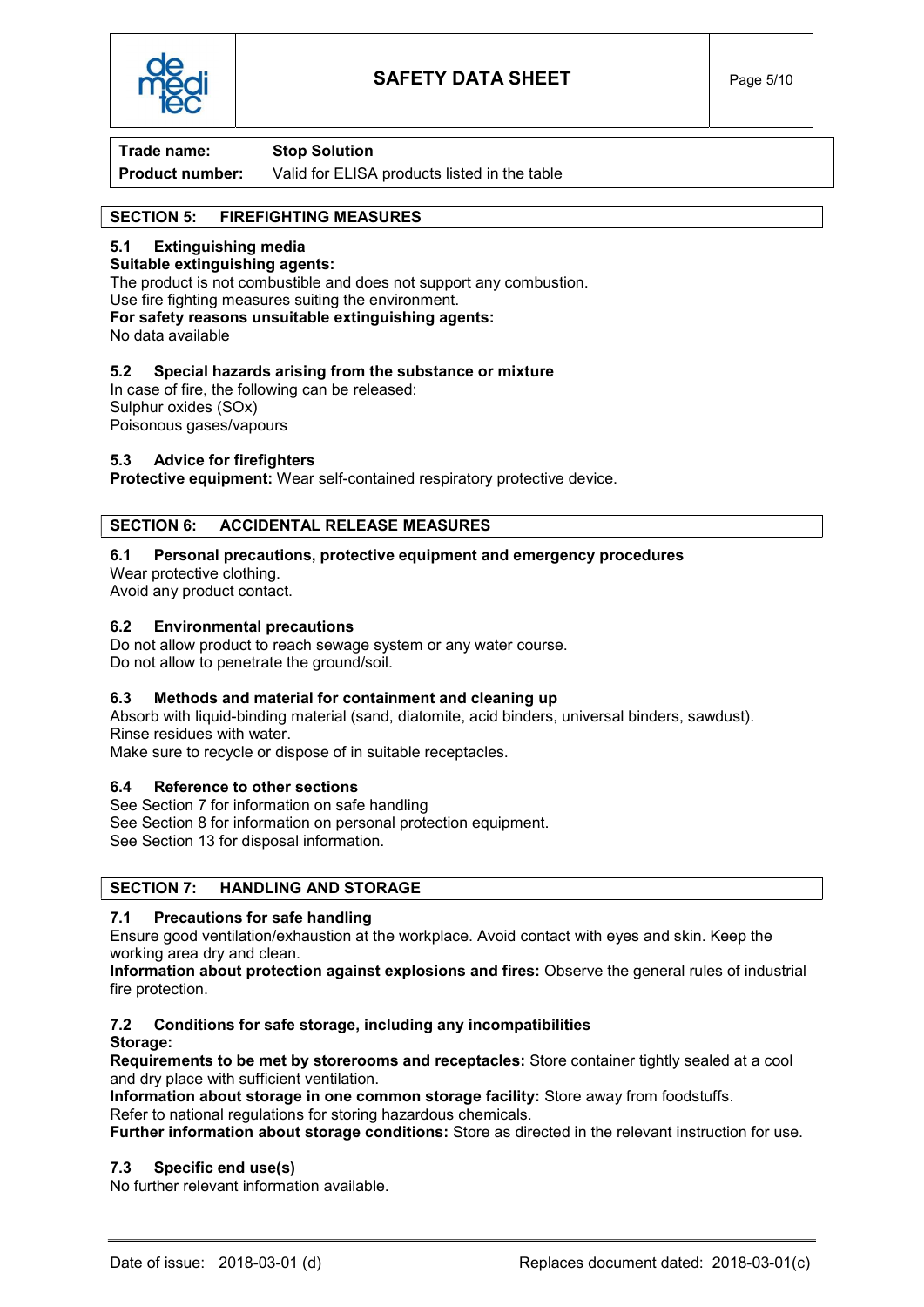| **Trade name:** | **Stop Solution** |
|---|---|
| **Product number:** | Valid for ELISA products listed in the table |

## SECTION 5: FIREFIGHTING MEASURES

### 5.1 Extinguishing media

**Suitable extinguishing agents:**
The product is not combustible and does not support any combustion.
Use fire fighting measures suiting the environment.
**For safety reasons unsuitable extinguishing agents:**
No data available

### 5.2 Special hazards arising from the substance or mixture

In case of fire, the following can be released:
Sulphur oxides (SOx)
Poisonous gases/vapours

### 5.3 Advice for firefighters

**Protective equipment:** Wear self-contained respiratory protective device.

## SECTION 6: ACCIDENTAL RELEASE MEASURES

### 6.1 Personal precautions, protective equipment and emergency procedures

Wear protective clothing.
Avoid any product contact.

### 6.2 Environmental precautions

Do not allow product to reach sewage system or any water course.
Do not allow to penetrate the ground/soil.

### 6.3 Methods and material for containment and cleaning up

Absorb with liquid-binding material (sand, diatomite, acid binders, universal binders, sawdust).
Rinse residues with water.
Make sure to recycle or dispose of in suitable receptacles.

### 6.4 Reference to other sections

See Section 7 for information on safe handling
See Section 8 for information on personal protection equipment.
See Section 13 for disposal information.

## SECTION 7: HANDLING AND STORAGE

### 7.1 Precautions for safe handling

Ensure good ventilation/exhaustion at the workplace. Avoid contact with eyes and skin. Keep the working area dry and clean.
**Information about protection against explosions and fires:** Observe the general rules of industrial fire protection.

### 7.2 Conditions for safe storage, including any incompatibilities

**Storage:**
**Requirements to be met by storerooms and receptacles:** Store container tightly sealed at a cool and dry place with sufficient ventilation.
**Information about storage in one common storage facility:** Store away from foodstuffs.
Refer to national regulations for storing hazardous chemicals.
**Further information about storage conditions:** Store as directed in the relevant instruction for use.

### 7.3 Specific end use(s)

No further relevant information available.

Date of issue: 2018-03-01 (d) Replaces document dated: 2018-03-01(c)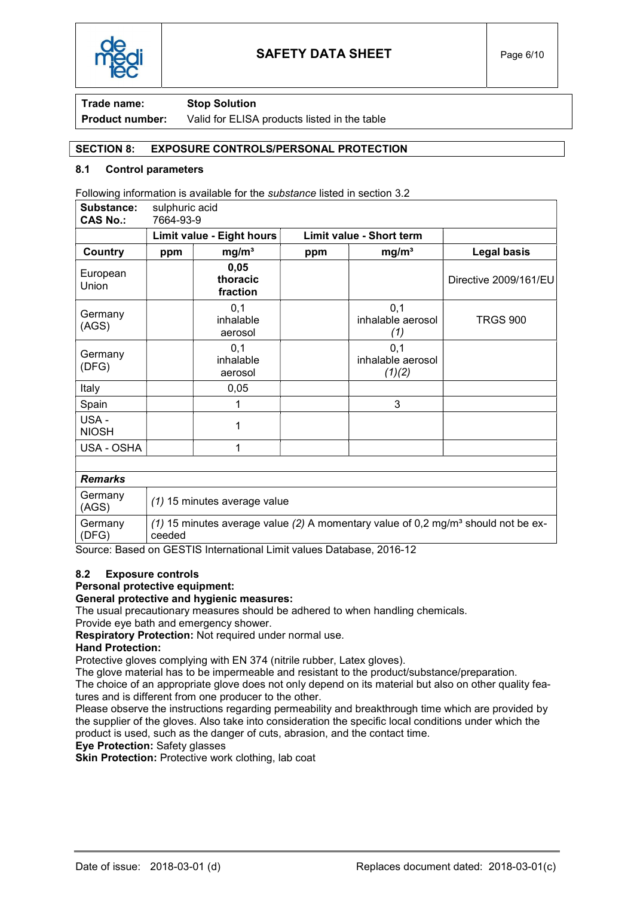| | |
|---|---|
| **Trade name:** | **Stop Solution** |
| **Product number:** | Valid for ELISA products listed in the table |

## SECTION 8: EXPOSURE CONTROLS/PERSONAL PROTECTION

### 8.1 Control parameters

Following information is available for the *substance* listed in section 3.2

| **Substance:** sulphuric acid **CAS No.:** 7664-93-9 | | | | | |
|---|---|---|---|---|---|
| | **Limit value - Eight hours** | | **Limit value - Short term** | | |
| **Country** | **ppm** | **mg/m³** | **ppm** | **mg/m³** | **Legal basis** |
| European Union | | **0,05 thoracic fraction** | | | Directive 2009/161/EU |
| Germany (AGS) | | 0,1 inhalable aerosol | | 0,1 inhalable aerosol *(1)* | TRGS 900 |
| Germany (DFG) | | 0,1 inhalable aerosol | | 0,1 inhalable aerosol *(1)(2)* | |
| Italy | | 0,05 | | | |
| Spain | | 1 | | 3 | |
| USA - NIOSH | | 1 | | | |
| USA - OSHA | | 1 | | | |

| ***Remarks*** | |
|---|---|
| Germany (AGS) | *(1)* 15 minutes average value |
| Germany (DFG) | *(1)* 15 minutes average value *(2)* A momentary value of 0,2 mg/m³ should not be exceeded |

Source: Based on GESTIS International Limit values Database, 2016-12

### 8.2 Exposure controls

**Personal protective equipment:**

**General protective and hygienic measures:**

The usual precautionary measures should be adhered to when handling chemicals.

Provide eye bath and emergency shower.

**Respiratory Protection:** Not required under normal use.

**Hand Protection:**

Protective gloves complying with EN 374 (nitrile rubber, Latex gloves).

The glove material has to be impermeable and resistant to the product/substance/preparation.

The choice of an appropriate glove does not only depend on its material but also on other quality features and is different from one producer to the other.

Please observe the instructions regarding permeability and breakthrough time which are provided by the supplier of the gloves. Also take into consideration the specific local conditions under which the product is used, such as the danger of cuts, abrasion, and the contact time.

**Eye Protection:** Safety glasses

**Skin Protection:** Protective work clothing, lab coat

Date of issue: 2018-03-01 (d) Replaces document dated: 2018-03-01(c)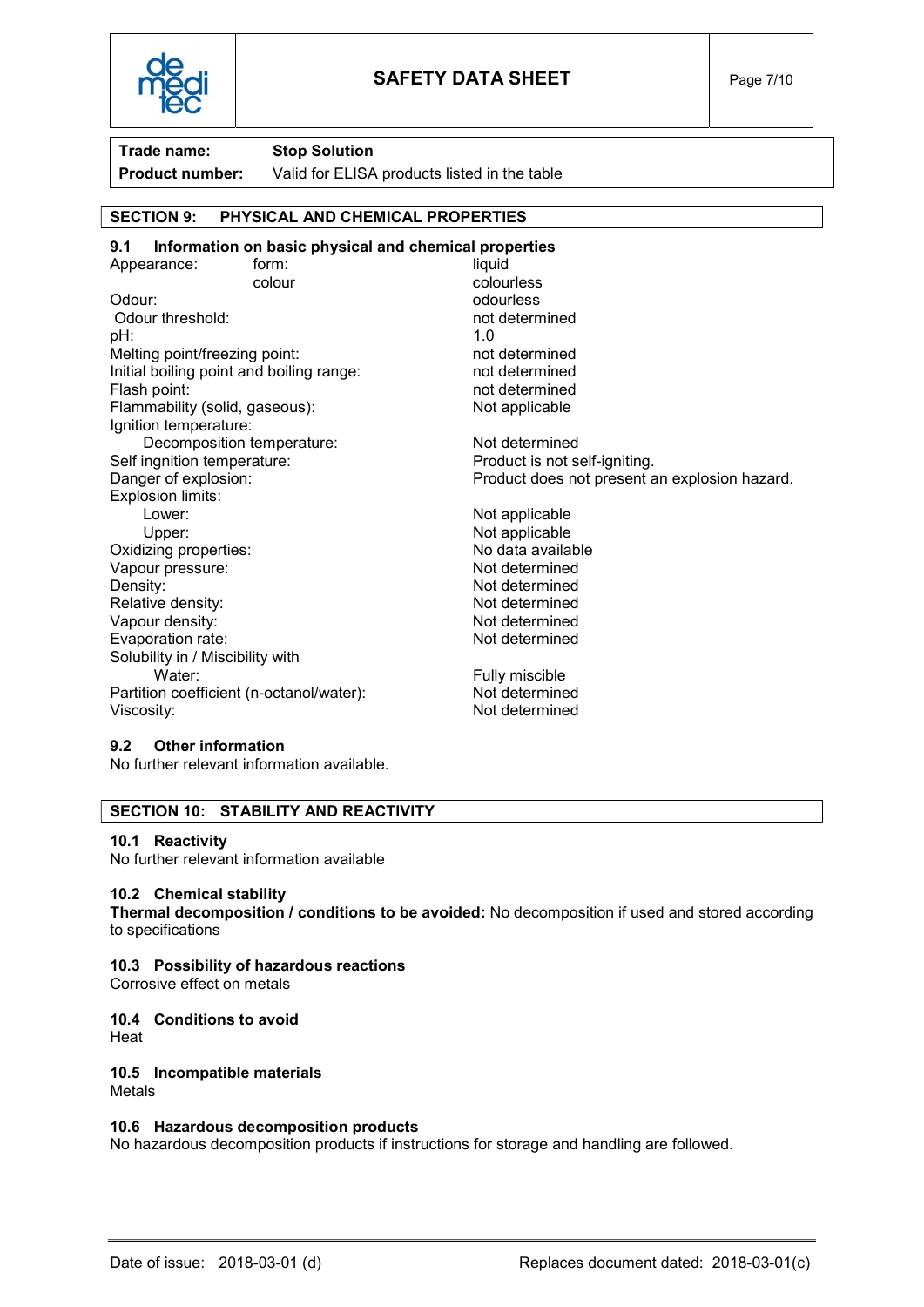**SAFETY DATA SHEET**

| | |
|---|---|
| **Trade name:** | **Stop Solution** |
| **Product number:** | Valid for ELISA products listed in the table |

## SECTION 9: PHYSICAL AND CHEMICAL PROPERTIES

### 9.1 Information on basic physical and chemical properties

| | | |
|---|---|---|
| Appearance: | form: | liquid |
| | colour | colourless |
| Odour: | | odourless |
| Odour threshold: | | not determined |
| pH: | | 1.0 |
| Melting point/freezing point: | | not determined |
| Initial boiling point and boiling range: | | not determined |
| Flash point: | | not determined |
| Flammability (solid, gaseous): | | Not applicable |
| Ignition temperature: | | |
| Decomposition temperature: | | Not determined |
| Self ingnition temperature: | | Product is not self-igniting. |
| Danger of explosion: | | Product does not present an explosion hazard. |
| Explosion limits: | | |
| Lower: | | Not applicable |
| Upper: | | Not applicable |
| Oxidizing properties: | | No data available |
| Vapour pressure: | | Not determined |
| Density: | | Not determined |
| Relative density: | | Not determined |
| Vapour density: | | Not determined |
| Evaporation rate: | | Not determined |
| Solubility in / Miscibility with | | |
| Water: | | Fully miscible |
| Partition coefficient (n-octanol/water): | | Not determined |
| Viscosity: | | Not determined |

### 9.2 Other information

No further relevant information available.

## SECTION 10: STABILITY AND REACTIVITY

### 10.1 Reactivity

No further relevant information available

### 10.2 Chemical stability

**Thermal decomposition / conditions to be avoided:** No decomposition if used and stored according to specifications

### 10.3 Possibility of hazardous reactions

Corrosive effect on metals

### 10.4 Conditions to avoid

Heat

### 10.5 Incompatible materials

Metals

### 10.6 Hazardous decomposition products

No hazardous decomposition products if instructions for storage and handling are followed.

Date of issue: 2018-03-01 (d) Replaces document dated: 2018-03-01(c)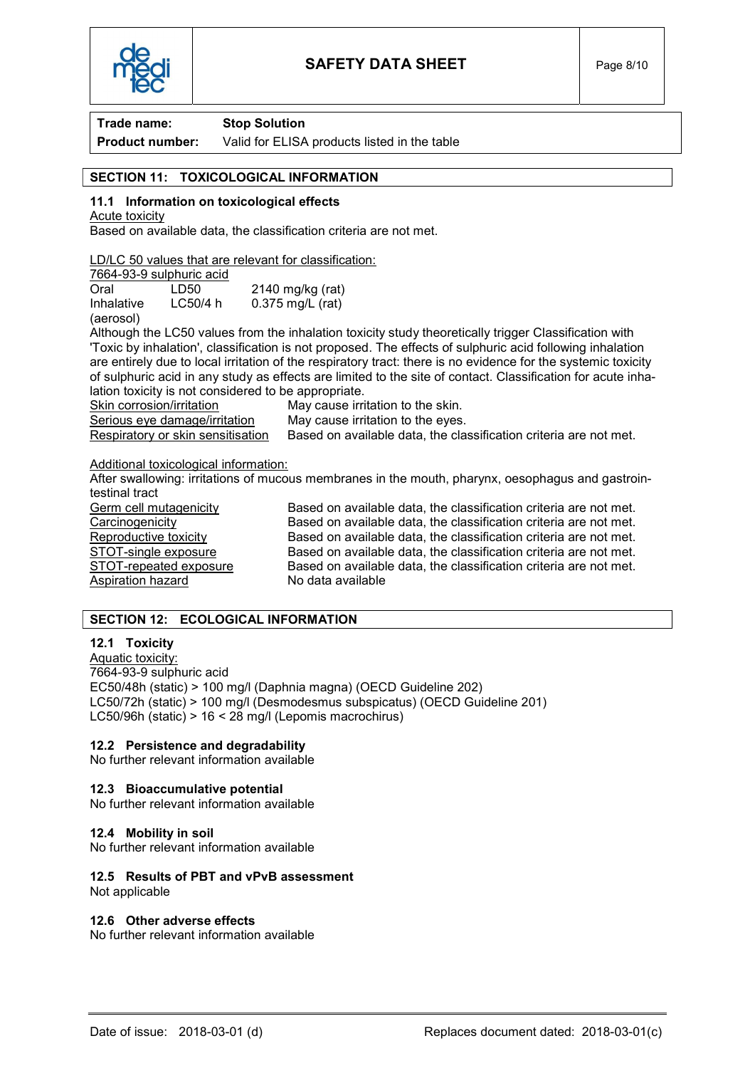**Trade name:** **Stop Solution**

**Product number:** Valid for ELISA products listed in the table

## SECTION 11: TOXICOLOGICAL INFORMATION

### 11.1 Information on toxicological effects

Acute toxicity

Based on available data, the classification criteria are not met.

LD/LC 50 values that are relevant for classification:

7664-93-9 sulphuric acid

| | | |
|---|---|---|
| Oral | LD50 | 2140 mg/kg (rat) |
| Inhalative (aerosol) | LC50/4 h | 0.375 mg/L (rat) |

Although the LC50 values from the inhalation toxicity study theoretically trigger Classification with 'Toxic by inhalation', classification is not proposed. The effects of sulphuric acid following inhalation are entirely due to local irritation of the respiratory tract: there is no evidence for the systemic toxicity of sulphuric acid in any study as effects are limited to the site of contact. Classification for acute inhalation toxicity is not considered to be appropriate.

| | |
|---|---|
| Skin corrosion/irritation | May cause irritation to the skin. |
| Serious eye damage/irritation | May cause irritation to the eyes. |
| Respiratory or skin sensitisation | Based on available data, the classification criteria are not met. |

Additional toxicological information:

After swallowing: irritations of mucous membranes in the mouth, pharynx, oesophagus and gastrointestinal tract

| | |
|---|---|
| Germ cell mutagenicity | Based on available data, the classification criteria are not met. |
| Carcinogenicity | Based on available data, the classification criteria are not met. |
| Reproductive toxicity | Based on available data, the classification criteria are not met. |
| STOT-single exposure | Based on available data, the classification criteria are not met. |
| STOT-repeated exposure | Based on available data, the classification criteria are not met. |
| Aspiration hazard | No data available |

## SECTION 12: ECOLOGICAL INFORMATION

### 12.1 Toxicity

Aquatic toxicity:

7664-93-9 sulphuric acid

EC50/48h (static) > 100 mg/l (Daphnia magna) (OECD Guideline 202)

LC50/72h (static) > 100 mg/l (Desmodesmus subspicatus) (OECD Guideline 201)

LC50/96h (static) > 16 < 28 mg/l (Lepomis macrochirus)

### 12.2 Persistence and degradability

No further relevant information available

### 12.3 Bioaccumulative potential

No further relevant information available

### 12.4 Mobility in soil

No further relevant information available

### 12.5 Results of PBT and vPvB assessment

Not applicable

### 12.6 Other adverse effects

No further relevant information available

Date of issue: 2018-03-01 (d) Replaces document dated: 2018-03-01(c)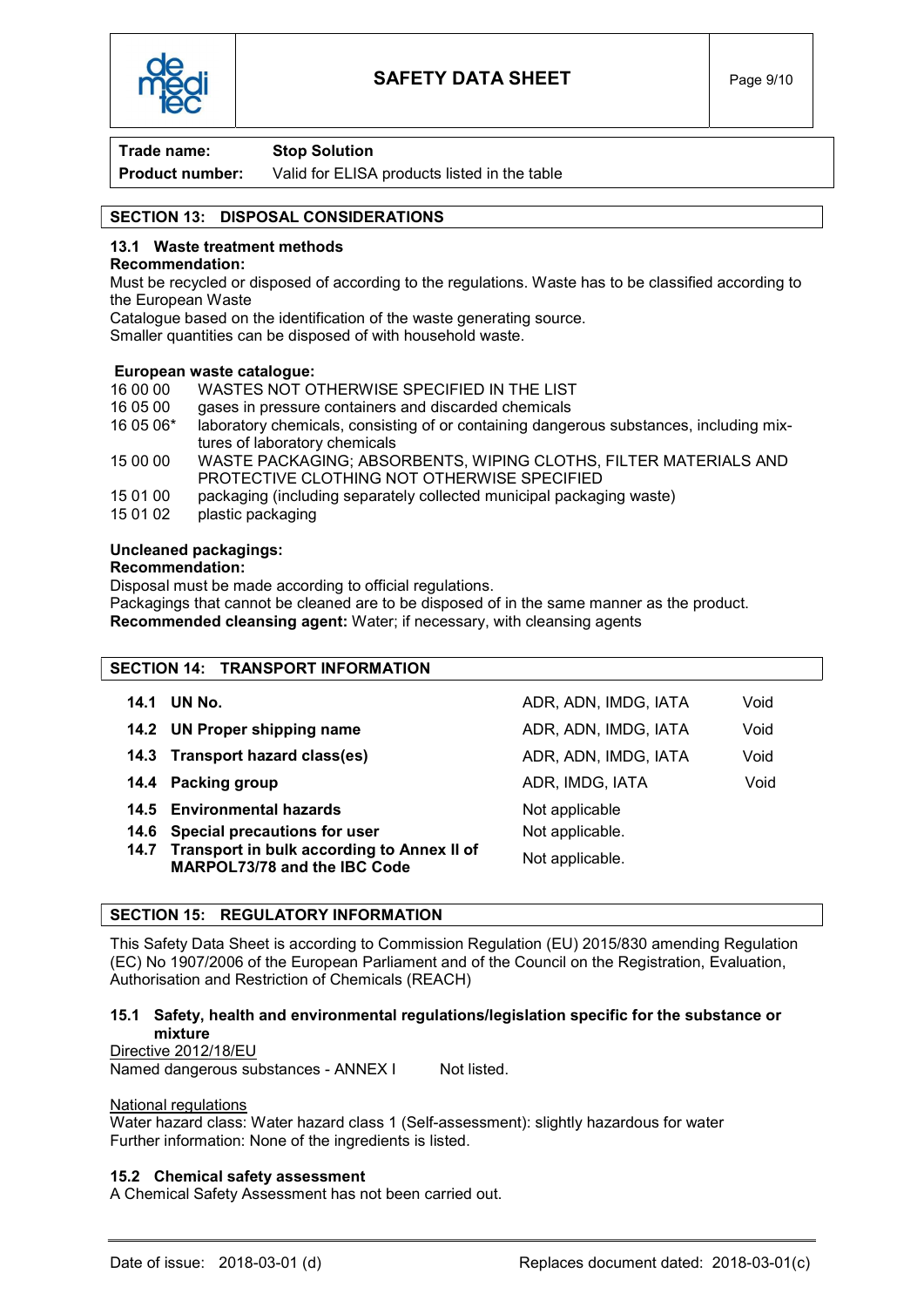| | | |
|---|---|---|
| **Trade name:** | **Stop Solution** | |
| **Product number:** | Valid for ELISA products listed in the table | |

## SECTION 13: DISPOSAL CONSIDERATIONS

### 13.1 Waste treatment methods

**Recommendation:**

Must be recycled or disposed of according to the regulations. Waste has to be classified according to the European Waste

Catalogue based on the identification of the waste generating source.

Smaller quantities can be disposed of with household waste.

**European waste catalogue:**

| | |
|---|---|
| 16 00 00 | WASTES NOT OTHERWISE SPECIFIED IN THE LIST |
| 16 05 00 | gases in pressure containers and discarded chemicals |
| 16 05 06* | laboratory chemicals, consisting of or containing dangerous substances, including mixtures of laboratory chemicals |
| 15 00 00 | WASTE PACKAGING; ABSORBENTS, WIPING CLOTHS, FILTER MATERIALS AND PROTECTIVE CLOTHING NOT OTHERWISE SPECIFIED |
| 15 01 00 | packaging (including separately collected municipal packaging waste) |
| 15 01 02 | plastic packaging |

**Uncleaned packagings:**

**Recommendation:**

Disposal must be made according to official regulations.

Packagings that cannot be cleaned are to be disposed of in the same manner as the product.

**Recommended cleansing agent:** Water; if necessary, with cleansing agents

## SECTION 14: TRANSPORT INFORMATION

| | | | |
|---|---|---|---|
| **14.1** | **UN No.** | ADR, ADN, IMDG, IATA | Void |
| **14.2** | **UN Proper shipping name** | ADR, ADN, IMDG, IATA | Void |
| **14.3** | **Transport hazard class(es)** | ADR, ADN, IMDG, IATA | Void |
| **14.4** | **Packing group** | ADR, IMDG, IATA | Void |
| **14.5** | **Environmental hazards** | Not applicable | |
| **14.6** | **Special precautions for user** | Not applicable. | |
| **14.7** | **Transport in bulk according to Annex II of MARPOL73/78 and the IBC Code** | Not applicable. | |

## SECTION 15: REGULATORY INFORMATION

This Safety Data Sheet is according to Commission Regulation (EU) 2015/830 amending Regulation (EC) No 1907/2006 of the European Parliament and of the Council on the Registration, Evaluation, Authorisation and Restriction of Chemicals (REACH)

### 15.1 Safety, health and environmental regulations/legislation specific for the substance or mixture

Directive 2012/18/EU

Named dangerous substances - ANNEX I Not listed.

National regulations

Water hazard class: Water hazard class 1 (Self-assessment): slightly hazardous for water

Further information: None of the ingredients is listed.

### 15.2 Chemical safety assessment

A Chemical Safety Assessment has not been carried out.

Date of issue: 2018-03-01 (d) Replaces document dated: 2018-03-01(c)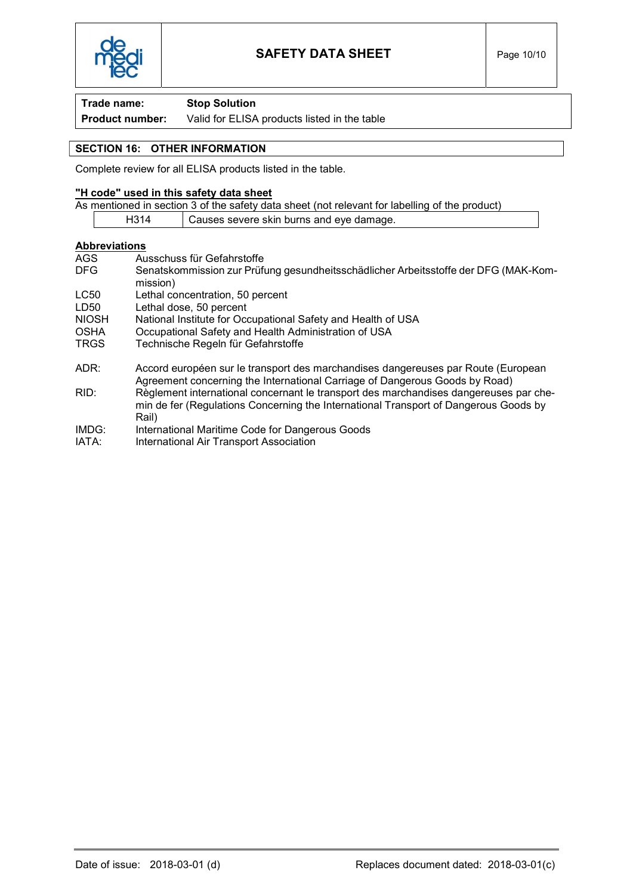| | |
|---|---|
| **Trade name:** | **Stop Solution** |
| **Product number:** | Valid for ELISA products listed in the table |

## SECTION 16: OTHER INFORMATION

Complete review for all ELISA products listed in the table.

**"H code" used in this safety data sheet**

As mentioned in section 3 of the safety data sheet (not relevant for labelling of the product)

| | |
|---|---|
| H314 | Causes severe skin burns and eye damage. |

**Abbreviations**

| | |
|---|---|
| AGS | Ausschuss für Gefahrstoffe |
| DFG | Senatskommission zur Prüfung gesundheitsschädlicher Arbeitsstoffe der DFG (MAK-Kommission) |
| LC50 | Lethal concentration, 50 percent |
| LD50 | Lethal dose, 50 percent |
| NIOSH | National Institute for Occupational Safety and Health of USA |
| OSHA | Occupational Safety and Health Administration of USA |
| TRGS | Technische Regeln für Gefahrstoffe |
| ADR: | Accord européen sur le transport des marchandises dangereuses par Route (European Agreement concerning the International Carriage of Dangerous Goods by Road) |
| RID: | Règlement international concernant le transport des marchandises dangereuses par chemin de fer (Regulations Concerning the International Transport of Dangerous Goods by Rail) |
| IMDG: | International Maritime Code for Dangerous Goods |
| IATA: | International Air Transport Association |

Date of issue: 2018-03-01 (d) Replaces document dated: 2018-03-01(c)